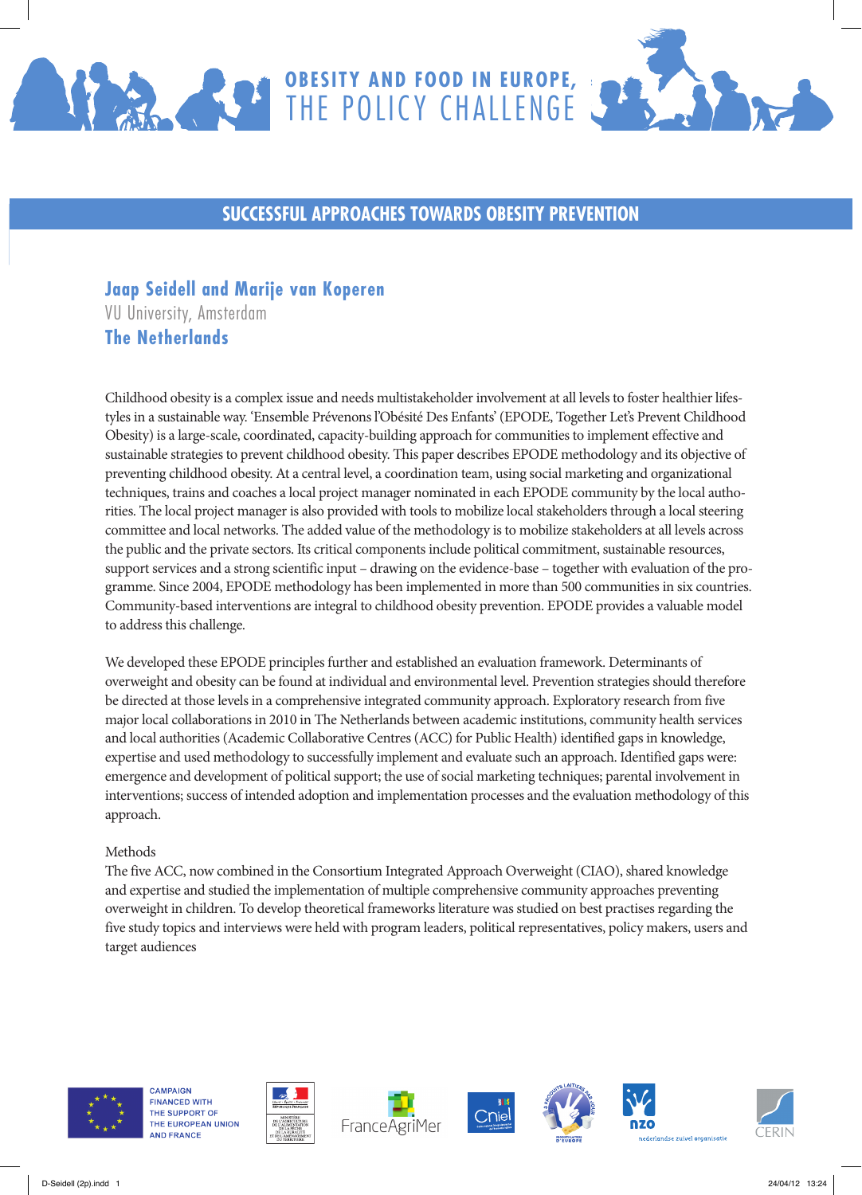# OBESITY AND FOOD IN EUROPE, THE POLICY CHALLENGE

## SUCCESSFUL APPROACHES TOWARDS OBESITY PREVENTION

**Jaap Seidell and Marije van Koperen**
VU University, Amsterdam
**The Netherlands**

Childhood obesity is a complex issue and needs multistakeholder involvement at all levels to foster healthier lifestyles in a sustainable way. 'Ensemble Prévenons l'Obésité Des Enfants' (EPODE, Together Let's Prevent Childhood Obesity) is a large-scale, coordinated, capacity-building approach for communities to implement effective and sustainable strategies to prevent childhood obesity. This paper describes EPODE methodology and its objective of preventing childhood obesity. At a central level, a coordination team, using social marketing and organizational techniques, trains and coaches a local project manager nominated in each EPODE community by the local authorities. The local project manager is also provided with tools to mobilize local stakeholders through a local steering committee and local networks. The added value of the methodology is to mobilize stakeholders at all levels across the public and the private sectors. Its critical components include political commitment, sustainable resources, support services and a strong scientific input – drawing on the evidence-base – together with evaluation of the programme. Since 2004, EPODE methodology has been implemented in more than 500 communities in six countries. Community-based interventions are integral to childhood obesity prevention. EPODE provides a valuable model to address this challenge.

We developed these EPODE principles further and established an evaluation framework. Determinants of overweight and obesity can be found at individual and environmental level. Prevention strategies should therefore be directed at those levels in a comprehensive integrated community approach. Exploratory research from five major local collaborations in 2010 in The Netherlands between academic institutions, community health services and local authorities (Academic Collaborative Centres (ACC) for Public Health) identified gaps in knowledge, expertise and used methodology to successfully implement and evaluate such an approach. Identified gaps were: emergence and development of political support; the use of social marketing techniques; parental involvement in interventions; success of intended adoption and implementation processes and the evaluation methodology of this approach.

Methods
The five ACC, now combined in the Consortium Integrated Approach Overweight (CIAO), shared knowledge and expertise and studied the implementation of multiple comprehensive community approaches preventing overweight in children. To develop theoretical frameworks literature was studied on best practises regarding the five study topics and interviews were held with program leaders, political representatives, policy makers, users and target audiences

CAMPAIGN FINANCED WITH THE SUPPORT OF THE EUROPEAN UNION AND FRANCE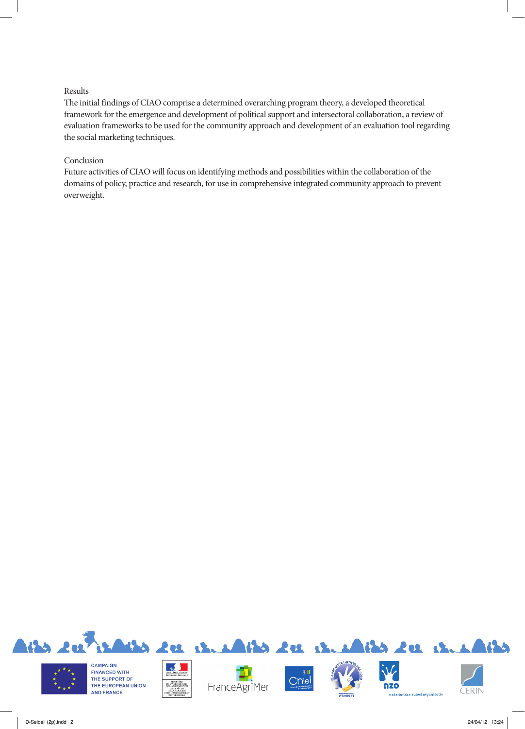Results

The initial findings of CIAO comprise a determined overarching program theory, a developed theoretical framework for the emergence and development of political support and intersectoral collaboration, a review of evaluation frameworks to be used for the community approach and development of an evaluation tool regarding the social marketing techniques.

Conclusion

Future activities of CIAO will focus on identifying methods and possibilities within the collaboration of the domains of policy, practice and research, for use in comprehensive integrated community approach to prevent overweight.

CAMPAIGN FINANCED WITH THE SUPPORT OF THE EUROPEAN UNION AND FRANCE